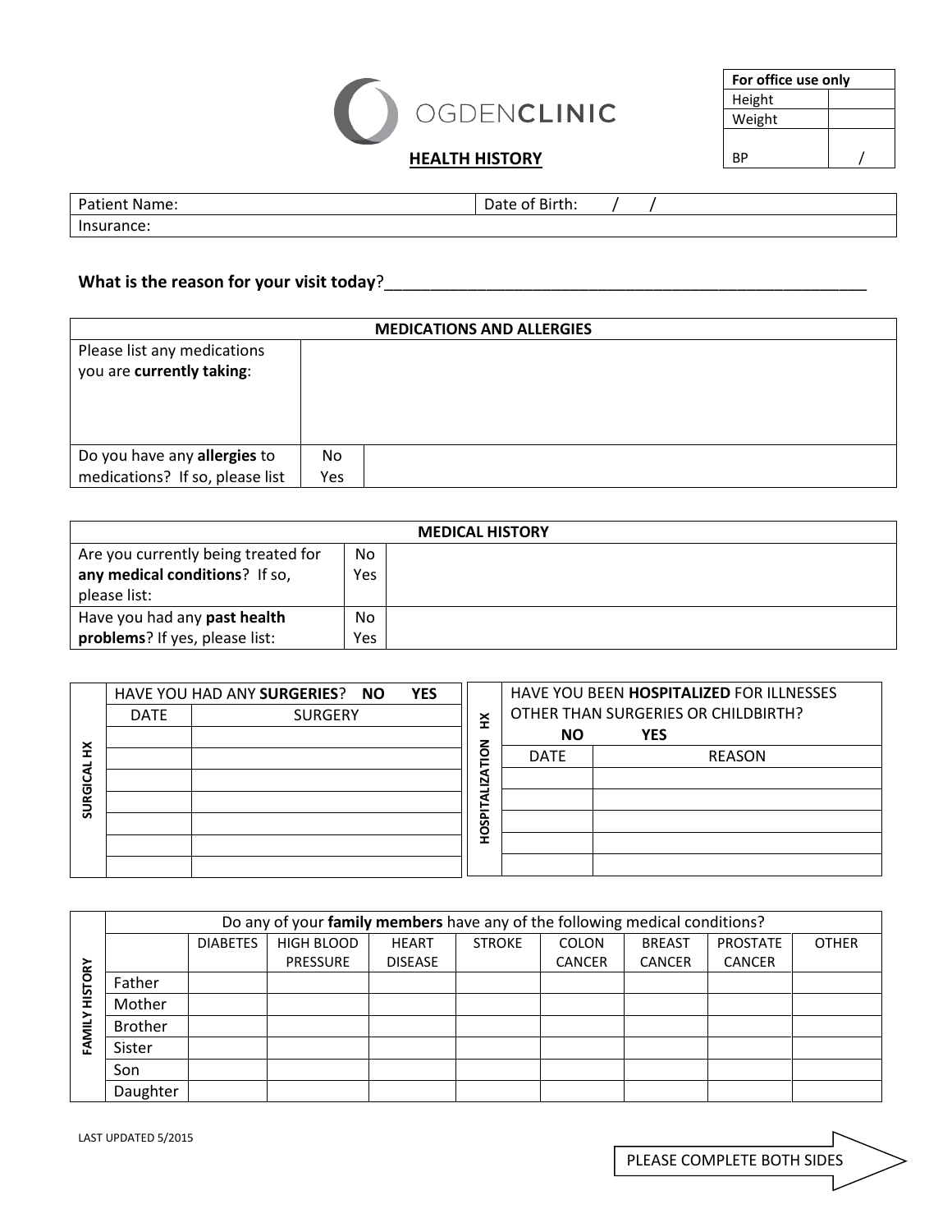OGDEN**CLINIC**

| For office use only | |
|---|---|
| Height | |
| Weight | |
| BP | / |

## HEALTH HISTORY

| | |
|---|---|
| Patient Name: | Date of Birth: / / |
| Insurance: | |

**What is the reason for your visit today**?_______________________________________________________

| MEDICATIONS AND ALLERGIES | | |
|---|---|---|
| Please list any medications you are **currently taking**: | | |
| Do you have any **allergies** to medications? If so, please list | No<br>Yes | |

| MEDICAL HISTORY | | |
|---|---|---|
| Are you currently being treated for **any medical conditions**? If so, please list: | No<br>Yes | |
| Have you had any **past health problems**? If yes, please list: | No<br>Yes | |

**SURGICAL HX**

| HAVE YOU HAD ANY **SURGERIES**? **NO** **YES** | |
|---|---|
| DATE | SURGERY |
| | |
| | |
| | |
| | |
| | |
| | |
| | |

**HOSPITALIZATION HX**

| HAVE YOU BEEN **HOSPITALIZED** FOR ILLNESSES OTHER THAN SURGERIES OR CHILDBIRTH? **NO** **YES** | |
|---|---|
| DATE | REASON |
| | |
| | |
| | |
| | |
| | |

**FAMILY HISTORY**

Do any of your **family members** have any of the following medical conditions?

| | DIABETES | HIGH BLOOD PRESSURE | HEART DISEASE | STROKE | COLON CANCER | BREAST CANCER | PROSTATE CANCER | OTHER |
|---|---|---|---|---|---|---|---|---|
| Father | | | | | | | | |
| Mother | | | | | | | | |
| Brother | | | | | | | | |
| Sister | | | | | | | | |
| Son | | | | | | | | |
| Daughter | | | | | | | | |

LAST UPDATED 5/2015

PLEASE COMPLETE BOTH SIDES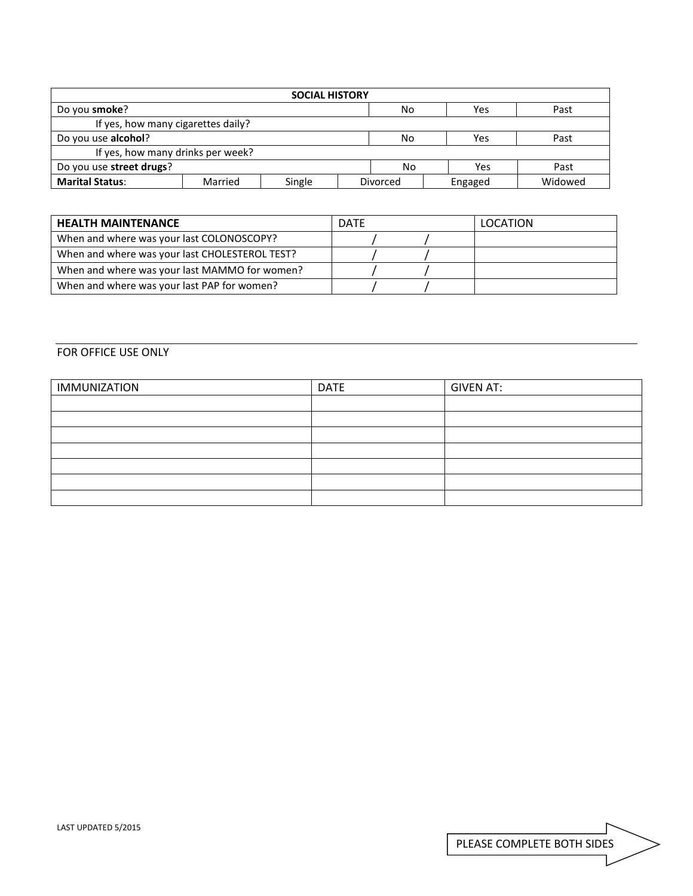| SOCIAL HISTORY | | | | | |
| --- | --- | --- | --- | --- | --- |
| Do you **smoke**? | | | No | Yes | Past |
| If yes, how many cigarettes daily? | | | | | |
| Do you use **alcohol**? | | | No | Yes | Past |
| If yes, how many drinks per week? | | | | | |
| Do you use **street drugs**? | | | No | Yes | Past |
| **Marital Status**: | Married | Single | Divorced | Engaged | Widowed |

| HEALTH MAINTENANCE | DATE | LOCATION |
| --- | --- | --- |
| When and where was your last COLONOSCOPY? | / / | |
| When and where was your last CHOLESTEROL TEST? | / / | |
| When and where was your last MAMMO for women? | / / | |
| When and where was your last PAP for women? | / / | |

FOR OFFICE USE ONLY

| IMMUNIZATION | DATE | GIVEN AT: |
| --- | --- | --- |
| | | |
| | | |
| | | |
| | | |
| | | |
| | | |
| | | |

LAST UPDATED 5/2015

PLEASE COMPLETE BOTH SIDES